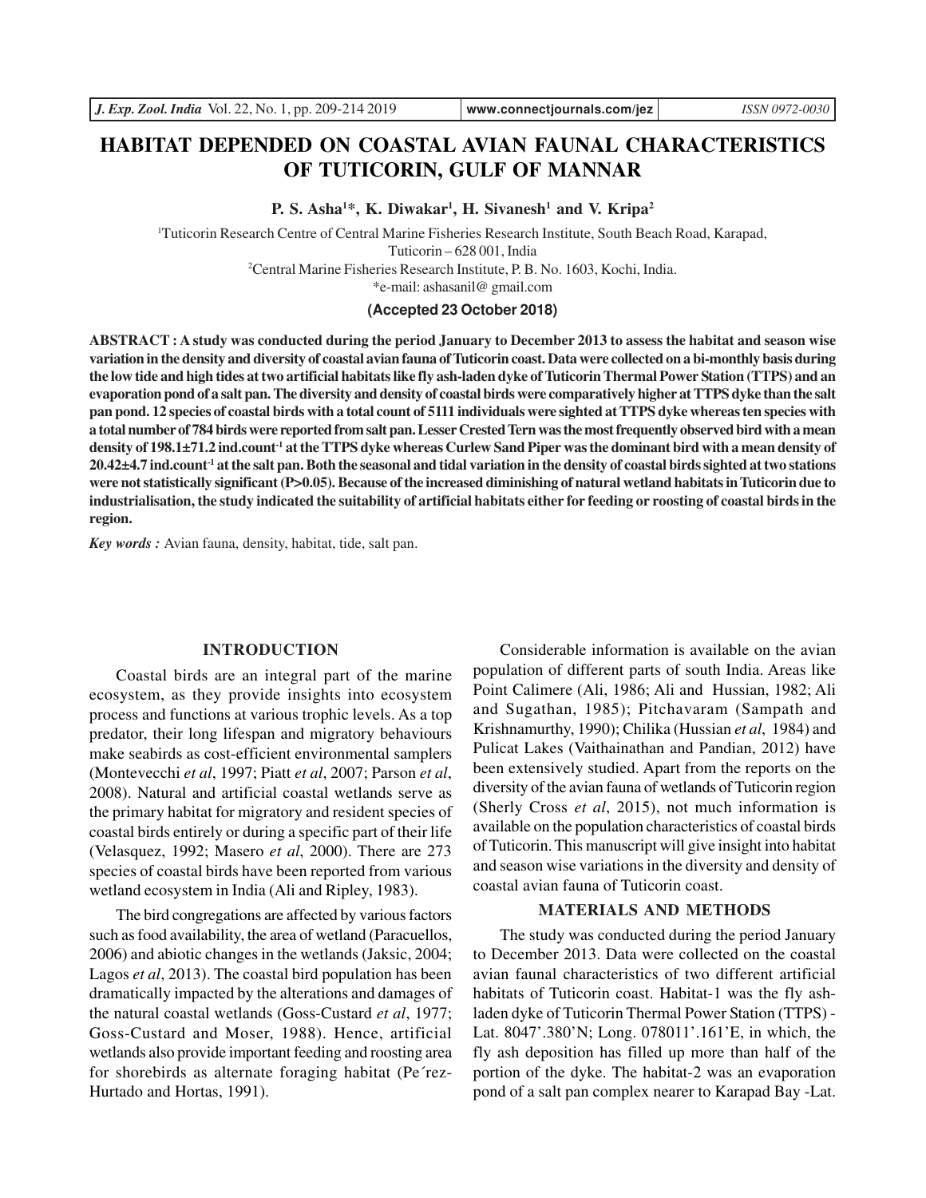# HABITAT DEPENDED ON COASTAL AVIAN FAUNAL CHARACTERISTICS OF TUTICORIN, GULF OF MANNAR

**P. S. Asha[1]*, K. Diwakar[1], H. Sivanesh[1] and V. Kripa[2]**

[1]Tuticorin Research Centre of Central Marine Fisheries Research Institute, South Beach Road, Karapad, Tuticorin – 628 001, India

[2]Central Marine Fisheries Research Institute, P. B. No. 1603, Kochi, India.

*e-mail: ashasanil@ gmail.com

**(Accepted 23 October 2018)**

**ABSTRACT : A study was conducted during the period January to December 2013 to assess the habitat and season wise variation in the density and diversity of coastal avian fauna of Tuticorin coast. Data were collected on a bi-monthly basis during the low tide and high tides at two artificial habitats like fly ash-laden dyke of Tuticorin Thermal Power Station (TTPS) and an evaporation pond of a salt pan. The diversity and density of coastal birds were comparatively higher at TTPS dyke than the salt pan pond. 12 species of coastal birds with a total count of 5111 individuals were sighted at TTPS dyke whereas ten species with a total number of 784 birds were reported from salt pan. Lesser Crested Tern was the most frequently observed bird with a mean density of 198.1±71.2 ind.count$^{-1}$ at the TTPS dyke whereas Curlew Sand Piper was the dominant bird with a mean density of 20.42±4.7 ind.count$^{-1}$ at the salt pan. Both the seasonal and tidal variation in the density of coastal birds sighted at two stations were not statistically significant (P>0.05). Because of the increased diminishing of natural wetland habitats in Tuticorin due to industrialisation, the study indicated the suitability of artificial habitats either for feeding or roosting of coastal birds in the region.**

*Key words :* Avian fauna, density, habitat, tide, salt pan.

## INTRODUCTION

Coastal birds are an integral part of the marine ecosystem, as they provide insights into ecosystem process and functions at various trophic levels. As a top predator, their long lifespan and migratory behaviours make seabirds as cost-efficient environmental samplers (Montevecchi *et al*, 1997; Piatt *et al*, 2007; Parson *et al*, 2008). Natural and artificial coastal wetlands serve as the primary habitat for migratory and resident species of coastal birds entirely or during a specific part of their life (Velasquez, 1992; Masero *et al*, 2000). There are 273 species of coastal birds have been reported from various wetland ecosystem in India (Ali and Ripley, 1983).

The bird congregations are affected by various factors such as food availability, the area of wetland (Paracuellos, 2006) and abiotic changes in the wetlands (Jaksic, 2004; Lagos *et al*, 2013). The coastal bird population has been dramatically impacted by the alterations and damages of the natural coastal wetlands (Goss-Custard *et al*, 1977; Goss-Custard and Moser, 1988). Hence, artificial wetlands also provide important feeding and roosting area for shorebirds as alternate foraging habitat (Pe´rez-Hurtado and Hortas, 1991).

Considerable information is available on the avian population of different parts of south India. Areas like Point Calimere (Ali, 1986; Ali and Hussian, 1982; Ali and Sugathan, 1985); Pitchavaram (Sampath and Krishnamurthy, 1990); Chilika (Hussian *et al*, 1984) and Pulicat Lakes (Vaithainathan and Pandian, 2012) have been extensively studied. Apart from the reports on the diversity of the avian fauna of wetlands of Tuticorin region (Sherly Cross *et al*, 2015), not much information is available on the population characteristics of coastal birds of Tuticorin. This manuscript will give insight into habitat and season wise variations in the diversity and density of coastal avian fauna of Tuticorin coast.

## MATERIALS AND METHODS

The study was conducted during the period January to December 2013. Data were collected on the coastal avian faunal characteristics of two different artificial habitats of Tuticorin coast. Habitat-1 was the fly ash-laden dyke of Tuticorin Thermal Power Station (TTPS) - Lat. 8047'.380'N; Long. 078011'.161'E, in which, the fly ash deposition has filled up more than half of the portion of the dyke. The habitat-2 was an evaporation pond of a salt pan complex nearer to Karapad Bay -Lat.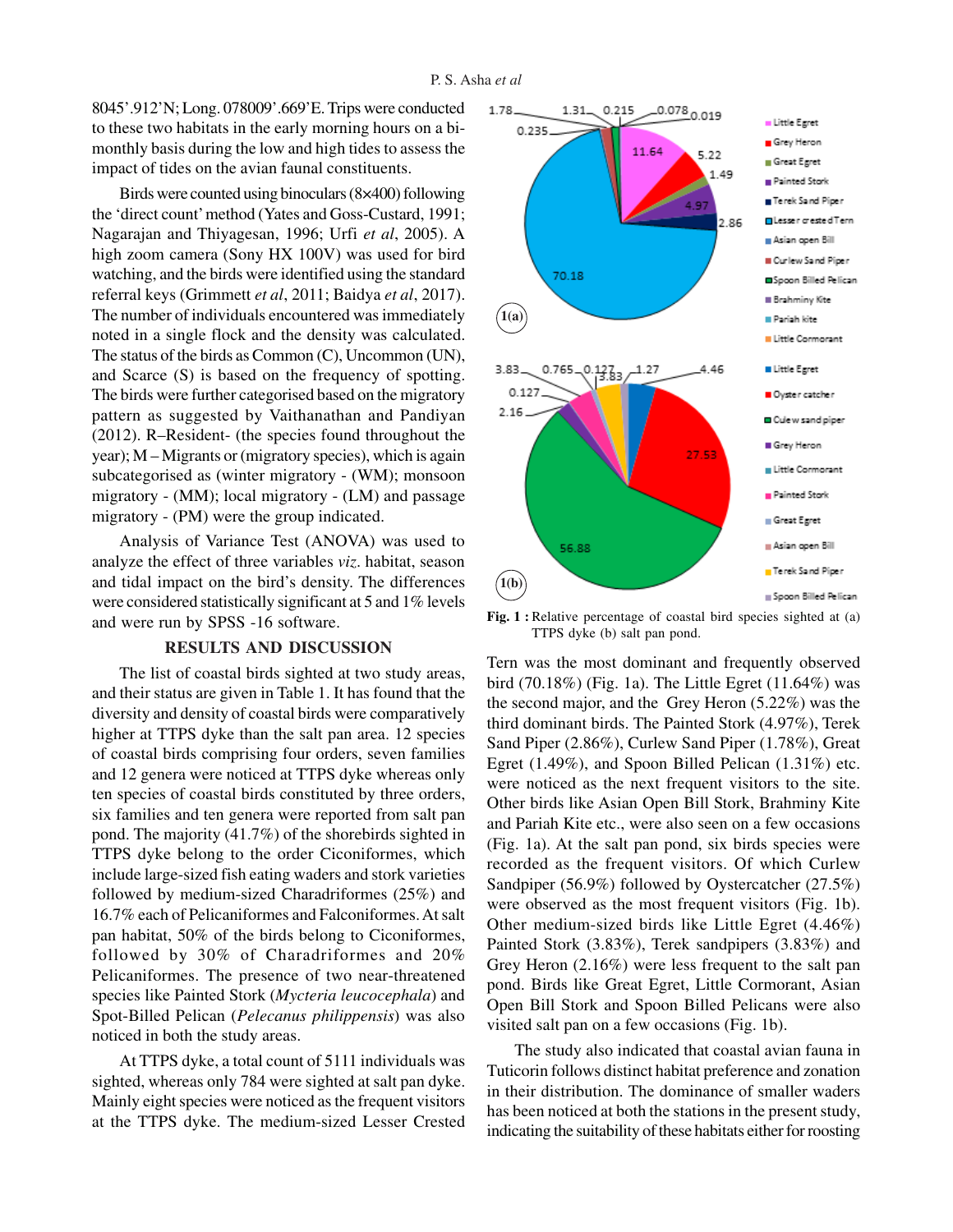8045'.912'N; Long. 078009'.669'E. Trips were conducted to these two habitats in the early morning hours on a bi-monthly basis during the low and high tides to assess the impact of tides on the avian faunal constituents.

Birds were counted using binoculars (8×400) following the 'direct count' method (Yates and Goss-Custard, 1991; Nagarajan and Thiyagesan, 1996; Urfi *et al*, 2005). A high zoom camera (Sony HX 100V) was used for bird watching, and the birds were identified using the standard referral keys (Grimmett *et al*, 2011; Baidya *et al*, 2017). The number of individuals encountered was immediately noted in a single flock and the density was calculated. The status of the birds as Common (C), Uncommon (UN), and Scarce (S) is based on the frequency of spotting. The birds were further categorised based on the migratory pattern as suggested by Vaithanathan and Pandiyan (2012). R–Resident- (the species found throughout the year); M – Migrants or (migratory species), which is again subcategorised as (winter migratory - (WM); monsoon migratory - (MM); local migratory - (LM) and passage migratory - (PM) were the group indicated.

Analysis of Variance Test (ANOVA) was used to analyze the effect of three variables *viz*. habitat, season and tidal impact on the bird's density. The differences were considered statistically significant at 5 and 1% levels and were run by SPSS -16 software.

## RESULTS AND DISCUSSION

The list of coastal birds sighted at two study areas, and their status are given in Table 1. It has found that the diversity and density of coastal birds were comparatively higher at TTPS dyke than the salt pan area. 12 species of coastal birds comprising four orders, seven families and 12 genera were noticed at TTPS dyke whereas only ten species of coastal birds constituted by three orders, six families and ten genera were reported from salt pan pond. The majority (41.7%) of the shorebirds sighted in TTPS dyke belong to the order Ciconiformes, which include large-sized fish eating waders and stork varieties followed by medium-sized Charadriformes (25%) and 16.7% each of Pelicaniformes and Falconiformes. At salt pan habitat, 50% of the birds belong to Ciconiformes, followed by 30% of Charadriformes and 20% Pelicaniformes. The presence of two near-threatened species like Painted Stork (*Mycteria leucocephala*) and Spot-Billed Pelican (*Pelecanus philippensis*) was also noticed in both the study areas.

At TTPS dyke, a total count of 5111 individuals was sighted, whereas only 784 were sighted at salt pan dyke. Mainly eight species were noticed as the frequent visitors at the TTPS dyke. The medium-sized Lesser Crested Tern was the most dominant and frequently observed bird (70.18%) (Fig. 1a). The Little Egret (11.64%) was the second major, and the Grey Heron (5.22%) was the third dominant birds. The Painted Stork (4.97%), Terek Sand Piper (2.86%), Curlew Sand Piper (1.78%), Great Egret (1.49%), and Spoon Billed Pelican (1.31%) etc. were noticed as the next frequent visitors to the site. Other birds like Asian Open Bill Stork, Brahminy Kite and Pariah Kite etc., were also seen on a few occasions (Fig. 1a). At the salt pan pond, six birds species were recorded as the frequent visitors. Of which Curlew Sandpiper (56.9%) followed by Oystercatcher (27.5%) were observed as the most frequent visitors (Fig. 1b). Other medium-sized birds like Little Egret (4.46%) Painted Stork (3.83%), Terek sandpipers (3.83%) and Grey Heron (2.16%) were less frequent to the salt pan pond. Birds like Great Egret, Little Cormorant, Asian Open Bill Stork and Spoon Billed Pelicans were also visited salt pan on a few occasions (Fig. 1b).

**Fig. 1 :** Relative percentage of coastal bird species sighted at (a) TTPS dyke (b) salt pan pond.

The study also indicated that coastal avian fauna in Tuticorin follows distinct habitat preference and zonation in their distribution. The dominance of smaller waders has been noticed at both the stations in the present study, indicating the suitability of these habitats either for roosting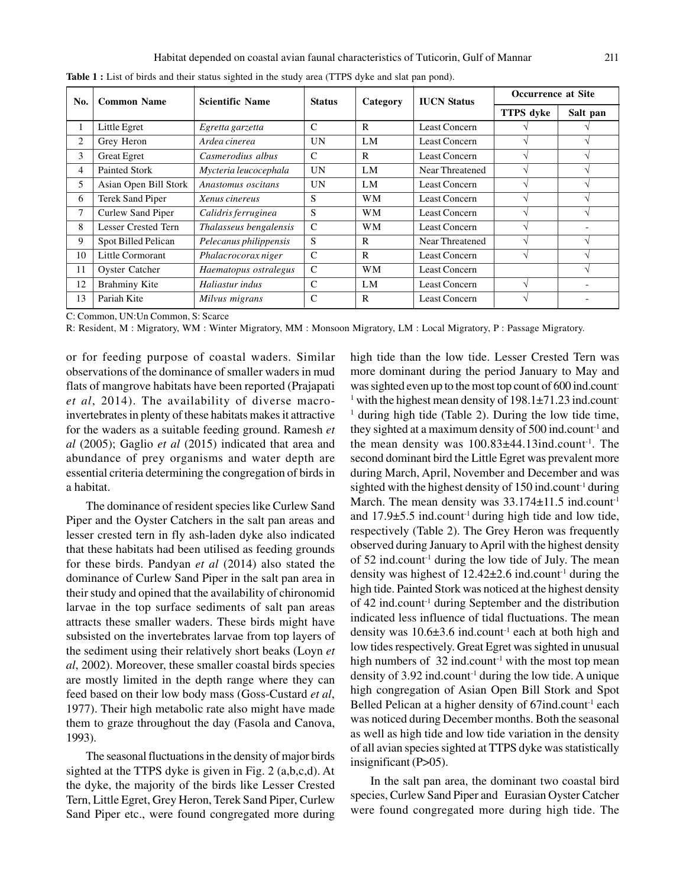**Table 1 :** List of birds and their status sighted in the study area (TTPS dyke and slat pan pond).

| No. | Common Name | Scientific Name | Status | Category | IUCN Status | Occurrence at Site | |
|---|---|---|---|---|---|---|---|
| | | | | | | TTPS dyke | Salt pan |
| 1 | Little Egret | *Egretta garzetta* | C | R | Least Concern | √ | √ |
| 2 | Grey Heron | *Ardea cinerea* | UN | LM | Least Concern | √ | √ |
| 3 | Great Egret | *Casmerodius albus* | C | R | Least Concern | √ | √ |
| 4 | Painted Stork | *Mycteria leucocephala* | UN | LM | Near Threatened | √ | √ |
| 5 | Asian Open Bill Stork | *Anastomus oscitans* | UN | LM | Least Concern | √ | √ |
| 6 | Terek Sand Piper | *Xenus cinereus* | S | WM | Least Concern | √ | √ |
| 7 | Curlew Sand Piper | *Calidris ferruginea* | S | WM | Least Concern | √ | √ |
| 8 | Lesser Crested Tern | *Thalasseus bengalensis* | C | WM | Least Concern | √ | - |
| 9 | Spot Billed Pelican | *Pelecanus philippensis* | S | R | Near Threatened | √ | √ |
| 10 | Little Cormorant | *Phalacrocorax niger* | C | R | Least Concern | √ | √ |
| 11 | Oyster Catcher | *Haematopus ostralegus* | C | WM | Least Concern | | √ |
| 12 | Brahminy Kite | *Haliastur indus* | C | LM | Least Concern | √ | - |
| 13 | Pariah Kite | *Milvus migrans* | C | R | Least Concern | √ | - |

C: Common, UN:Un Common, S: Scarce

R: Resident, M : Migratory, WM : Winter Migratory, MM : Monsoon Migratory, LM : Local Migratory, P : Passage Migratory.

or for feeding purpose of coastal waders. Similar observations of the dominance of smaller waders in mud flats of mangrove habitats have been reported (Prajapati *et al*, 2014). The availability of diverse macro-invertebrates in plenty of these habitats makes it attractive for the waders as a suitable feeding ground. Ramesh *et al* (2005); Gaglio *et al* (2015) indicated that area and abundance of prey organisms and water depth are essential criteria determining the congregation of birds in a habitat.

The dominance of resident species like Curlew Sand Piper and the Oyster Catchers in the salt pan areas and lesser crested tern in fly ash-laden dyke also indicated that these habitats had been utilised as feeding grounds for these birds. Pandyan *et al* (2014) also stated the dominance of Curlew Sand Piper in the salt pan area in their study and opined that the availability of chironomid larvae in the top surface sediments of salt pan areas attracts these smaller waders. These birds might have subsisted on the invertebrates larvae from top layers of the sediment using their relatively short beaks (Loyn *et al*, 2002). Moreover, these smaller coastal birds species are mostly limited in the depth range where they can feed based on their low body mass (Goss-Custard *et al*, 1977). Their high metabolic rate also might have made them to graze throughout the day (Fasola and Canova, 1993).

The seasonal fluctuations in the density of major birds sighted at the TTPS dyke is given in Fig. 2 (a,b,c,d). At the dyke, the majority of the birds like Lesser Crested Tern, Little Egret, Grey Heron, Terek Sand Piper, Curlew Sand Piper etc., were found congregated more during high tide than the low tide. Lesser Crested Tern was more dominant during the period January to May and was sighted even up to the most top count of 600 ind.count$^{-1}$ with the highest mean density of 198.1±71.23 ind.count$^{-1}$ during high tide (Table 2). During the low tide time, they sighted at a maximum density of 500 ind.count$^{-1}$ and the mean density was 100.83±44.13ind.count$^{-1}$. The second dominant bird the Little Egret was prevalent more during March, April, November and December and was sighted with the highest density of 150 ind.count$^{-1}$ during March. The mean density was 33.174±11.5 ind.count$^{-1}$ and 17.9±5.5 ind.count$^{-1}$ during high tide and low tide, respectively (Table 2). The Grey Heron was frequently observed during January to April with the highest density of 52 ind.count$^{-1}$ during the low tide of July. The mean density was highest of 12.42±2.6 ind.count$^{-1}$ during the high tide. Painted Stork was noticed at the highest density of 42 ind.count$^{-1}$ during September and the distribution indicated less influence of tidal fluctuations. The mean density was 10.6±3.6 ind.count$^{-1}$ each at both high and low tides respectively. Great Egret was sighted in unusual high numbers of 32 ind.count$^{-1}$ with the most top mean density of 3.92 ind.count$^{-1}$ during the low tide. A unique high congregation of Asian Open Bill Stork and Spot Belled Pelican at a higher density of 67ind.count$^{-1}$ each was noticed during December months. Both the seasonal as well as high tide and low tide variation in the density of all avian species sighted at TTPS dyke was statistically insignificant (P>05).

In the salt pan area, the dominant two coastal bird species, Curlew Sand Piper and Eurasian Oyster Catcher were found congregated more during high tide. The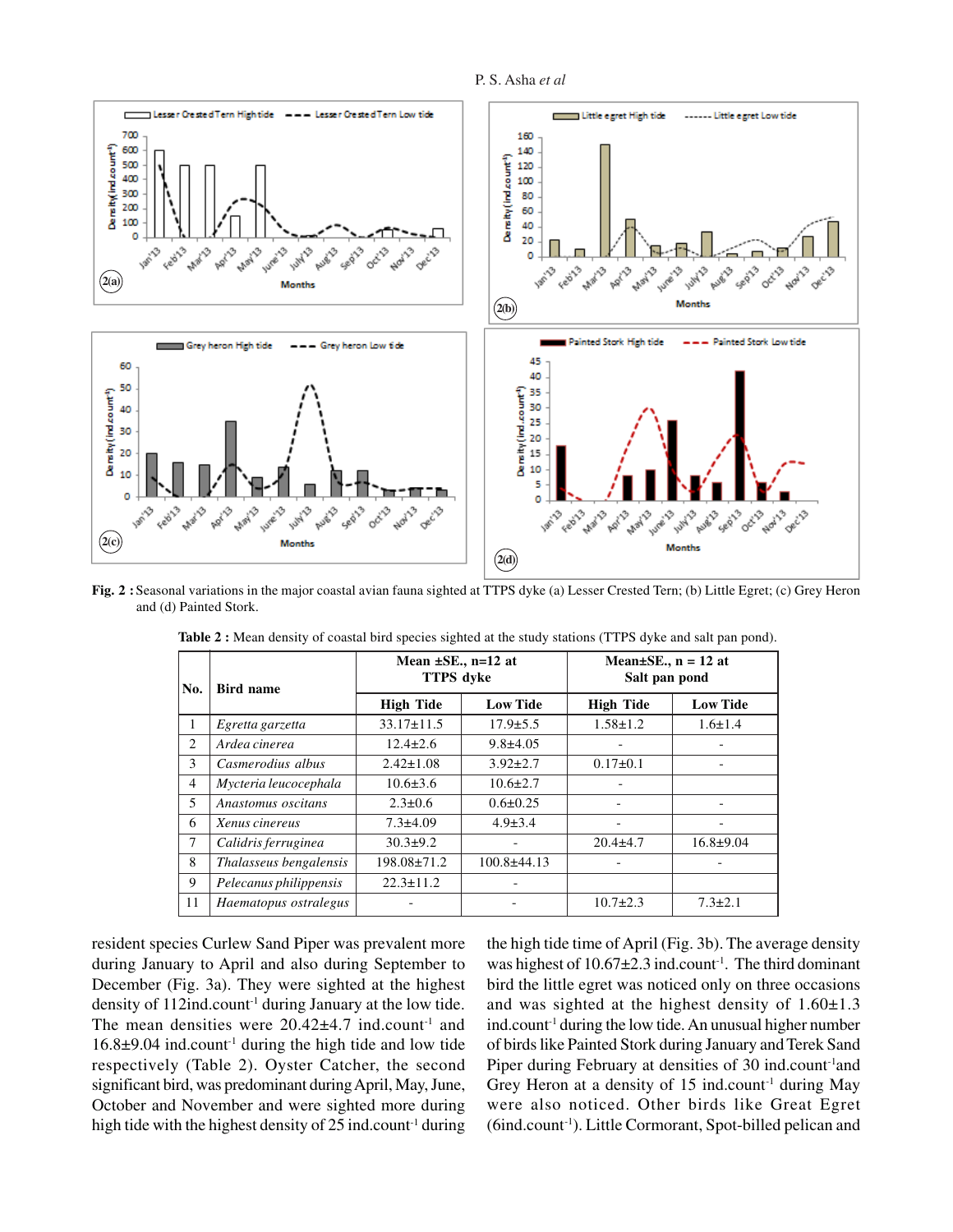Fig. 2 : Seasonal variations in the major coastal avian fauna sighted at TTPS dyke (a) Lesser Crested Tern; (b) Little Egret; (c) Grey Heron and (d) Painted Stork.

**Table 2 :** Mean density of coastal bird species sighted at the study stations (TTPS dyke and salt pan pond).

| No. | Bird name | Mean ±SE., n=12 at TTPS dyke | | Mean±SE., n = 12 at Salt pan pond | |
|---|---|---|---|---|---|
| | | High Tide | Low Tide | High Tide | Low Tide |
| 1 | *Egretta garzetta* | 33.17±11.5 | 17.9±5.5 | 1.58±1.2 | 1.6±1.4 |
| 2 | *Ardea cinerea* | 12.4±2.6 | 9.8±4.05 | - | - |
| 3 | *Casmerodius albus* | 2.42±1.08 | 3.92±2.7 | 0.17±0.1 | - |
| 4 | *Mycteria leucocephala* | 10.6±3.6 | 10.6±2.7 | - | |
| 5 | *Anastomus oscitans* | 2.3±0.6 | 0.6±0.25 | - | - |
| 6 | *Xenus cinereus* | 7.3±4.09 | 4.9±3.4 | - | - |
| 7 | *Calidris ferruginea* | 30.3±9.2 | - | 20.4±4.7 | 16.8±9.04 |
| 8 | *Thalasseus bengalensis* | 198.08±71.2 | 100.8±44.13 | - | - |
| 9 | *Pelecanus philippensis* | 22.3±11.2 | - | | |
| 11 | *Haematopus ostralegus* | - | - | 10.7±2.3 | 7.3±2.1 |

resident species Curlew Sand Piper was prevalent more during January to April and also during September to December (Fig. 3a). They were sighted at the highest density of 112ind.count$^{-1}$ during January at the low tide. The mean densities were 20.42±4.7 ind.count$^{-1}$ and 16.8±9.04 ind.count$^{-1}$ during the high tide and low tide respectively (Table 2). Oyster Catcher, the second significant bird, was predominant during April, May, June, October and November and were sighted more during high tide with the highest density of 25 ind.count$^{-1}$ during the high tide time of April (Fig. 3b). The average density was highest of 10.67±2.3 ind.count$^{-1}$. The third dominant bird the little egret was noticed only on three occasions and was sighted at the highest density of 1.60±1.3 ind.count$^{-1}$ during the low tide. An unusual higher number of birds like Painted Stork during January and Terek Sand Piper during February at densities of 30 ind.count$^{-1}$and Grey Heron at a density of 15 ind.count$^{-1}$ during May were also noticed. Other birds like Great Egret (6ind.count$^{-1}$). Little Cormorant, Spot-billed pelican and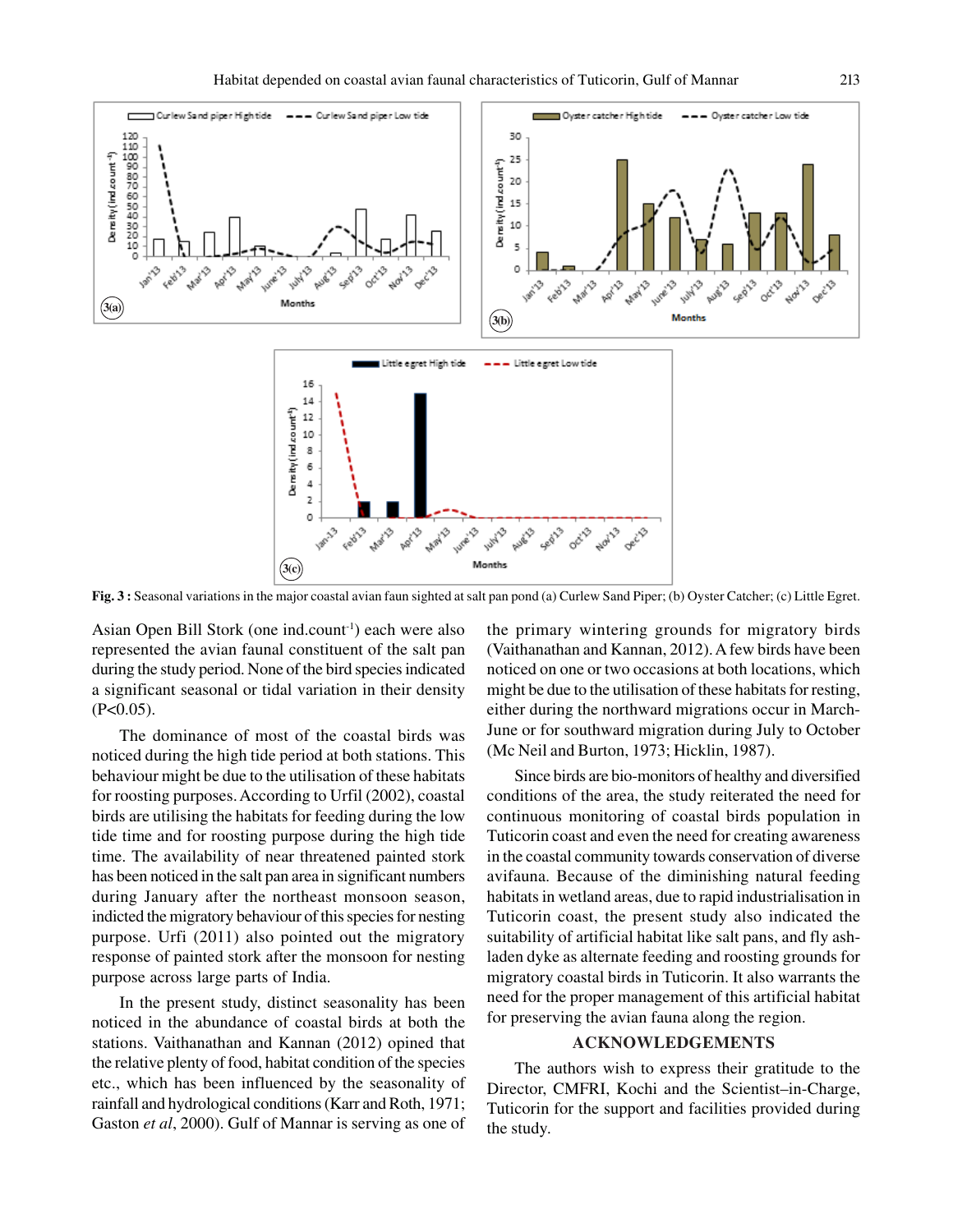Fig. 3 : Seasonal variations in the major coastal avian faun sighted at salt pan pond (a) Curlew Sand Piper; (b) Oyster Catcher; (c) Little Egret.

Asian Open Bill Stork (one ind.count$^{-1}$) each were also represented the avian faunal constituent of the salt pan during the study period. None of the bird species indicated a significant seasonal or tidal variation in their density ($P<0.05$).

The dominance of most of the coastal birds was noticed during the high tide period at both stations. This behaviour might be due to the utilisation of these habitats for roosting purposes. According to Urfil (2002), coastal birds are utilising the habitats for feeding during the low tide time and for roosting purpose during the high tide time. The availability of near threatened painted stork has been noticed in the salt pan area in significant numbers during January after the northeast monsoon season, indicted the migratory behaviour of this species for nesting purpose. Urfi (2011) also pointed out the migratory response of painted stork after the monsoon for nesting purpose across large parts of India.

In the present study, distinct seasonality has been noticed in the abundance of coastal birds at both the stations. Vaithanathan and Kannan (2012) opined that the relative plenty of food, habitat condition of the species etc., which has been influenced by the seasonality of rainfall and hydrological conditions (Karr and Roth, 1971; Gaston *et al*, 2000). Gulf of Mannar is serving as one of the primary wintering grounds for migratory birds (Vaithanathan and Kannan, 2012). A few birds have been noticed on one or two occasions at both locations, which might be due to the utilisation of these habitats for resting, either during the northward migrations occur in March-June or for southward migration during July to October (Mc Neil and Burton, 1973; Hicklin, 1987).

Since birds are bio-monitors of healthy and diversified conditions of the area, the study reiterated the need for continuous monitoring of coastal birds population in Tuticorin coast and even the need for creating awareness in the coastal community towards conservation of diverse avifauna. Because of the diminishing natural feeding habitats in wetland areas, due to rapid industrialisation in Tuticorin coast, the present study also indicated the suitability of artificial habitat like salt pans, and fly ash-laden dyke as alternate feeding and roosting grounds for migratory coastal birds in Tuticorin. It also warrants the need for the proper management of this artificial habitat for preserving the avian fauna along the region.

## ACKNOWLEDGEMENTS

The authors wish to express their gratitude to the Director, CMFRI, Kochi and the Scientist–in-Charge, Tuticorin for the support and facilities provided during the study.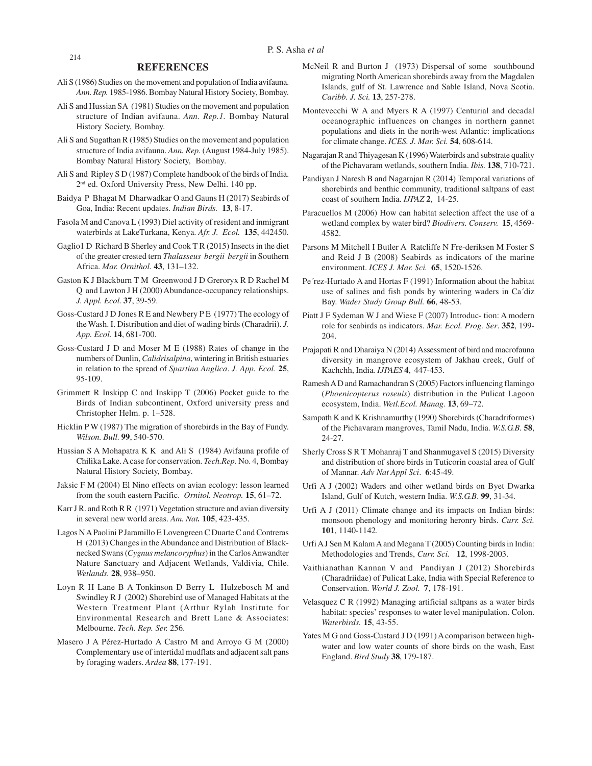## REFERENCES

Ali S (1986) Studies on the movement and population of India avifauna. *Ann. Rep.* 1985-1986. Bombay Natural History Society, Bombay.

Ali S and Hussian SA (1981) Studies on the movement and population structure of Indian avifauna. *Ann. Rep.1.* Bombay Natural History Society, Bombay.

Ali S and Sugathan R (1985) Studies on the movement and population structure of India avifauna. *Ann. Rep.* (August 1984-July 1985). Bombay Natural History Society, Bombay.

Ali S and Ripley S D (1987) Complete handbook of the birds of India. 2nd ed. Oxford University Press, New Delhi. 140 pp.

Baidya P Bhagat M Dharwadkar O and Gauns H (2017) Seabirds of Goa, India: Recent updates. *Indian Birds.* **13**, 8-17.

Fasola M and Canova L (1993) Diel activity of resident and inmigrant waterbirds at LakeTurkana, Kenya. *Afr. J. Ecol.* **135**, 442450.

Gaglio1 D Richard B Sherley and Cook T R (2015) Insects in the diet of the greater crested tern *Thalasseus bergii bergii* in Southern Africa. *Mar. Ornithol*. **43**, 131–132.

Gaston K J Blackburn T M Greenwood J D Greroryx R D Rachel M Q and Lawton J H (2000) Abundance-occupancy relationships. *J. Appl. Ecol.* **37**, 39-59.

Goss-Custard J D Jones R E and Newbery P E (1977) The ecology of the Wash. I. Distribution and diet of wading birds (Charadrii). *J. App. Ecol.* **14**, 681-700.

Goss-Custard J D and Moser M E (1988) Rates of change in the numbers of Dunlin, *Calidrisalpina*, wintering in British estuaries in relation to the spread of *Spartina Anglica*. *J. App. Ecol*. **25**, 95-109.

Grimmett R Inskipp C and Inskipp T (2006) Pocket guide to the Birds of Indian subcontinent, Oxford university press and Christopher Helm. p. 1–528.

Hicklin P W (1987) The migration of shorebirds in the Bay of Fundy. *Wilson. Bull*. **99**, 540-570.

Hussian S A Mohapatra K K and Ali S (1984) Avifauna profile of Chilika Lake. A case for conservation. *Tech.Rep.* No. 4, Bombay Natural History Society, Bombay.

Jaksic F M (2004) El Nino effects on avian ecology: lesson learned from the south eastern Pacific. *Ornitol. Neotrop.* **15**, 61–72.

Karr J R. and Roth R R (1971) Vegetation structure and avian diversity in several new world areas. *Am. Nat.* **105**, 423-435.

Lagos N A Paolini P Jaramillo E Lovengreen C Duarte C and Contreras H (2013) Changes in the Abundance and Distribution of Black-necked Swans (*Cygnus melancoryphus*) in the Carlos Anwandter Nature Sanctuary and Adjacent Wetlands, Valdivia, Chile. *Wetlands.* **28**, 938–950.

Loyn R H Lane B A Tonkinson D Berry L Hulzebosch M and Swindley R J (2002) Shorebird use of Managed Habitats at the Western Treatment Plant (Arthur Rylah Institute for Environmental Research and Brett Lane & Associates: Melbourne. *Tech. Rep. Ser.* 256.

Masero J A Pérez-Hurtado A Castro M and Arroyo G M (2000) Complementary use of intertidal mudflats and adjacent salt pans by foraging waders. *Ardea* **88**, 177-191.

McNeil R and Burton J (1973) Dispersal of some southbound migrating North American shorebirds away from the Magdalen Islands, gulf of St. Lawrence and Sable Island, Nova Scotia. *Caribb. J. Sci.* **13**, 257-278.

Montevecchi W A and Myers R A (1997) Centurial and decadal oceanographic influences on changes in northern gannet populations and diets in the north-west Atlantic: implications for climate change. *ICES. J. Mar. Sci.* **54**, 608-614.

Nagarajan R and Thiyagesan K (1996) Waterbirds and substrate quality of the Pichavaram wetlands, southern India. *Ibis.* **138**, 710-721.

Pandiyan J Naresh B and Nagarajan R (2014) Temporal variations of shorebirds and benthic community, traditional saltpans of east coast of southern India. *IJPAZ* **2**, 14-25.

Paracuellos M (2006) How can habitat selection affect the use of a wetland complex by water bird? *Biodivers. Conserv.* **15**, 4569-4582.

Parsons M Mitchell I Butler A Ratcliffe N Fre-deriksen M Foster S and Reid J B (2008) Seabirds as indicators of the marine environment. *ICES J. Mar. Sci.* **65**, 1520-1526.

Pe´rez-Hurtado A and Hortas F (1991) Information about the habitat use of salines and fish ponds by wintering waders in Ca´diz Bay. *Wader Study Group Bull.* **66**, 48-53.

Piatt J F Sydeman W J and Wiese F (2007) Introduc- tion: A modern role for seabirds as indicators. *Mar. Ecol. Prog. Ser*. **352**, 199-204.

Prajapati R and Dharaiya N (2014) Assessment of bird and macrofauna diversity in mangrove ecosystem of Jakhau creek, Gulf of Kachchh, India. *IJPAES* **4**, 447-453.

Ramesh A D and Ramachandran S (2005) Factors influencing flamingo (*Phoenicopterus roseuis*) distribution in the Pulicat Lagoon ecosystem, India. *Wetl.Ecol. Manag.* **13**, 69–72.

Sampath K and K Krishnamurthy (1990) Shorebirds (Charadriformes) of the Pichavaram mangroves, Tamil Nadu, India. *W.S.G.B.* **58**, 24-27.

Sherly Cross S R T Mohanraj T and Shanmugavel S (2015) Diversity and distribution of shore birds in Tuticorin coastal area of Gulf of Mannar. *Adv Nat Appl Sci*. **6**:45-49.

Urfi A J (2002) Waders and other wetland birds on Byet Dwarka Island, Gulf of Kutch, western India. *W.S.G.B*. **99**, 31-34.

Urfi A J (2011) Climate change and its impacts on Indian birds: monsoon phenology and monitoring heronry birds. *Curr. Sci.* **101**, 1140-1142.

Urfi A J Sen M Kalam A and Megana T (2005) Counting birds in India: Methodologies and Trends, *Curr. Sci.* **12**, 1998-2003.

Vaithianathan Kannan V and Pandiyan J (2012) Shorebirds (Charadriidae) of Pulicat Lake, India with Special Reference to Conservation. *World J. Zool.* **7**, 178-191.

Velasquez C R (1992) Managing artificial saltpans as a water birds habitat: species' responses to water level manipulation. Colon. *Waterbirds.* **15**, 43-55.

Yates M G and Goss-Custard J D (1991) A comparison between high-water and low water counts of shore birds on the wash, East England. *Bird Study* **38**, 179-187.